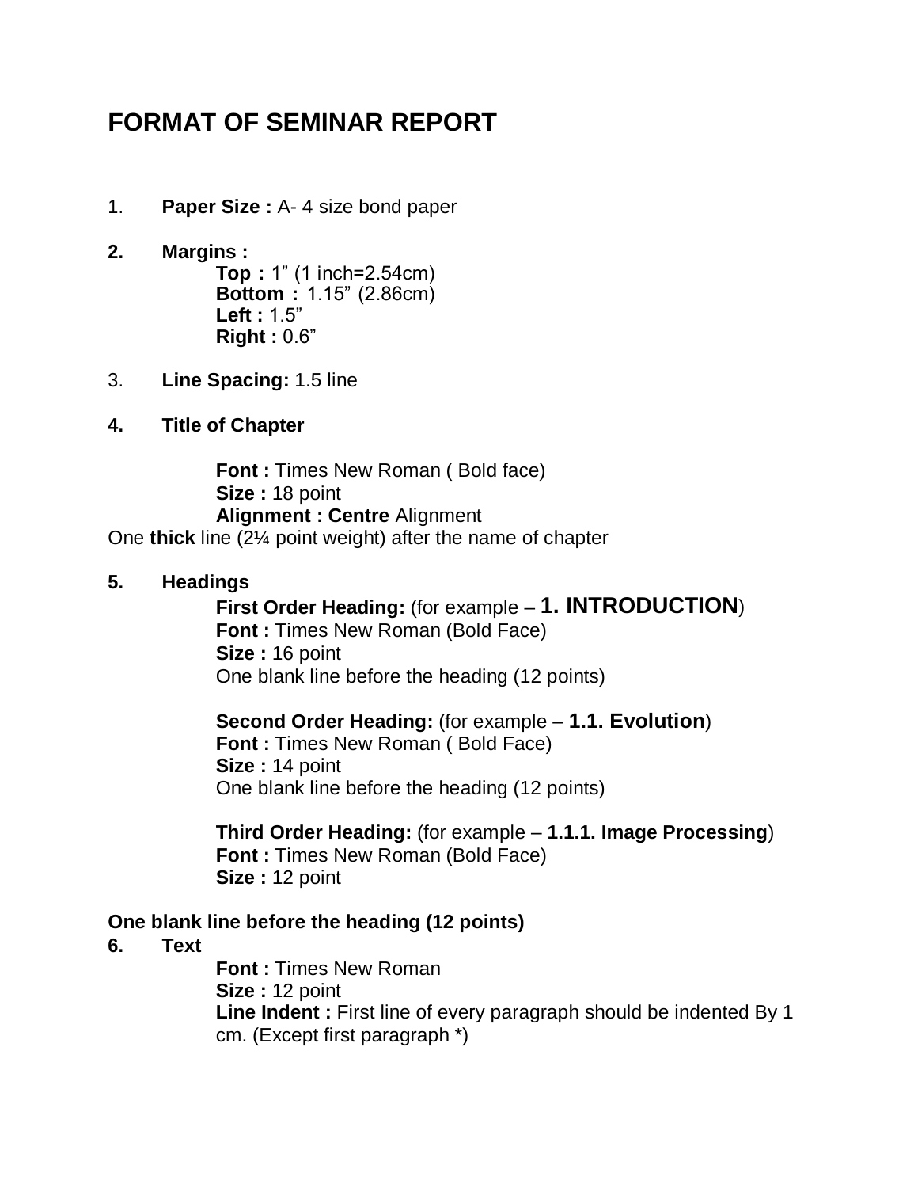# FORMAT OF SEMINAR REPORT

1. **Paper Size :** A- 4 size bond paper

2. **Margins :**
   - **Top :** 1” (1 inch=2.54cm)
   - **Bottom :** 1.15” (2.86cm)
   - **Left :** 1.5”
   - **Right :** 0.6”

3. **Line Spacing:** 1.5 line

4. **Title of Chapter**

   **Font :** Times New Roman ( Bold face)
   **Size :** 18 point
   **Alignment : Centre** Alignment

One **thick** line (2¼ point weight) after the name of chapter

5. **Headings**

   **First Order Heading:** (for example – **1. INTRODUCTION**)
   **Font :** Times New Roman (Bold Face)
   **Size :** 16 point
   One blank line before the heading (12 points)

   **Second Order Heading:** (for example – **1.1. Evolution**)
   **Font :** Times New Roman ( Bold Face)
   **Size :** 14 point
   One blank line before the heading (12 points)

   **Third Order Heading:** (for example – **1.1.1. Image Processing**)
   **Font :** Times New Roman (Bold Face)
   **Size :** 12 point

**One blank line before the heading (12 points)**

6. **Text**

   **Font :** Times New Roman
   **Size :** 12 point
   **Line Indent :** First line of every paragraph should be indented By 1 cm. (Except first paragraph *)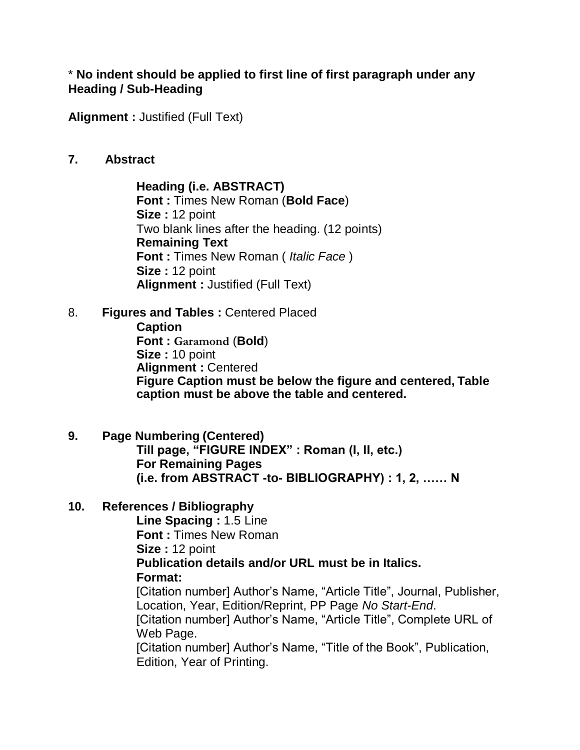\* **No indent should be applied to first line of first paragraph under any Heading / Sub-Heading**

**Alignment :** Justified (Full Text)

**7. Abstract**

> **Heading (i.e. ABSTRACT)**
> **Font :** Times New Roman (**Bold Face**)
> **Size :** 12 point
> Two blank lines after the heading. (12 points)
> **Remaining Text**
> **Font :** Times New Roman ( *Italic Face* )
> **Size :** 12 point
> **Alignment :** Justified (Full Text)

8. **Figures and Tables :** Centered Placed

> **Caption**
> **Font :** Garamond (**Bold**)
> **Size :** 10 point
> **Alignment :** Centered
> **Figure Caption must be below the figure and centered, Table caption must be above the table and centered.**

**9. Page Numbering (Centered)**

> **Till page, "FIGURE INDEX" : Roman (I, II, etc.)**
> **For Remaining Pages**
> **(i.e. from ABSTRACT -to- BIBLIOGRAPHY) : 1, 2, …… N**

**10. References / Bibliography**

> **Line Spacing :** 1.5 Line
> **Font :** Times New Roman
> **Size :** 12 point
> **Publication details and/or URL must be in Italics.**
> **Format:**
> [Citation number] Author's Name, "Article Title", Journal, Publisher, Location, Year, Edition/Reprint, PP Page *No Start-End*.
> [Citation number] Author's Name, "Article Title", Complete URL of Web Page.
> [Citation number] Author's Name, "Title of the Book", Publication, Edition, Year of Printing.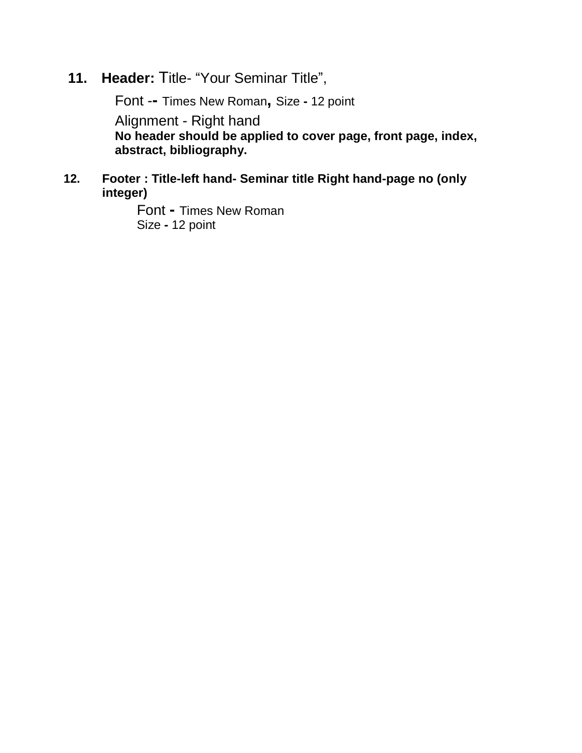11. **Header:** Title- "Your Seminar Title",

    Font -- Times New Roman, Size - 12 point

    Alignment - Right hand

    **No header should be applied to cover page, front page, index, abstract, bibliography.**

12. **Footer : Title-left hand- Seminar title Right hand-page no (only integer)**

    Font - Times New Roman

    Size - 12 point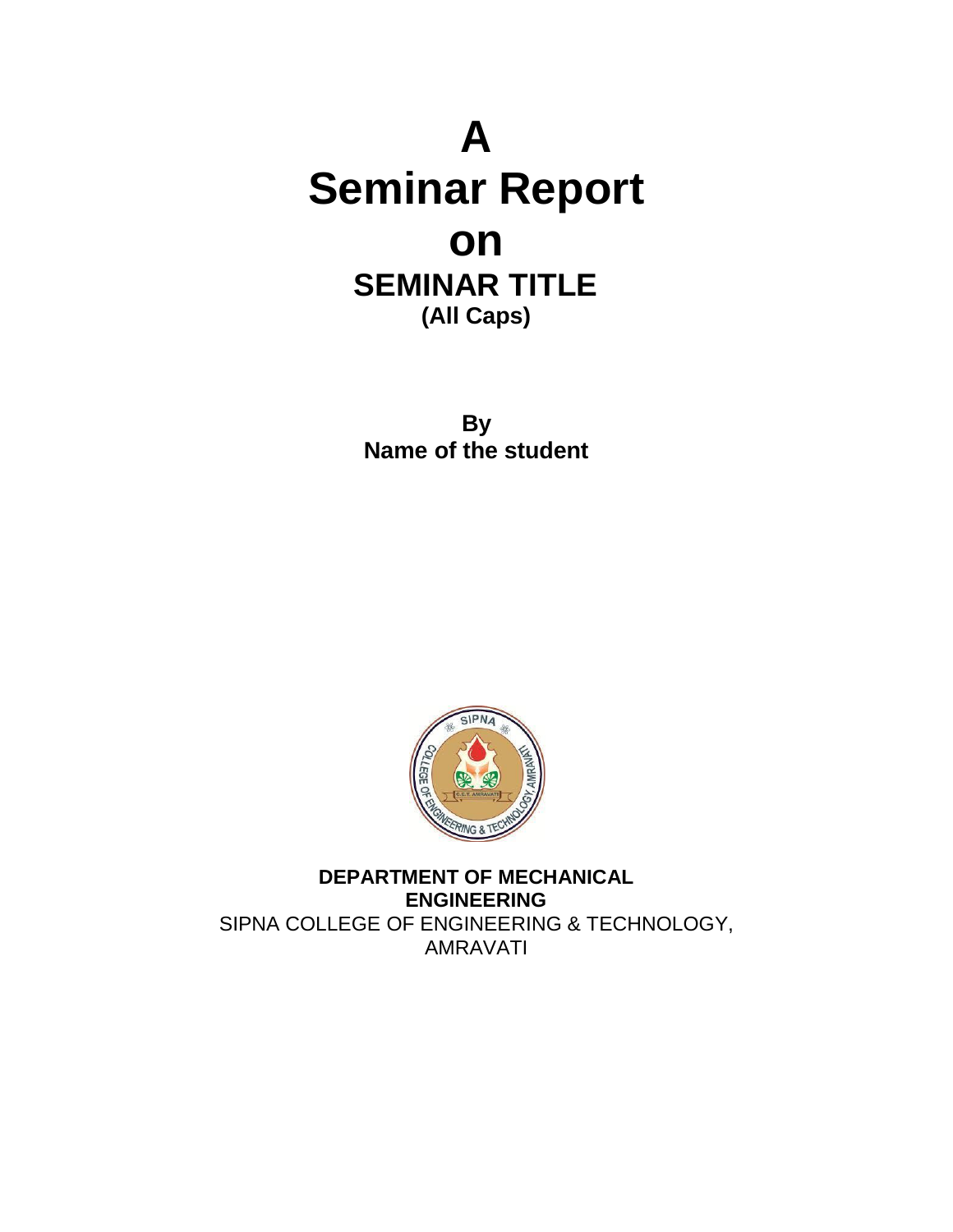# A
# Seminar Report
# on
## SEMINAR TITLE
**(All Caps)**

**By**
**Name of the student**

**DEPARTMENT OF MECHANICAL ENGINEERING**
SIPNA COLLEGE OF ENGINEERING & TECHNOLOGY, AMRAVATI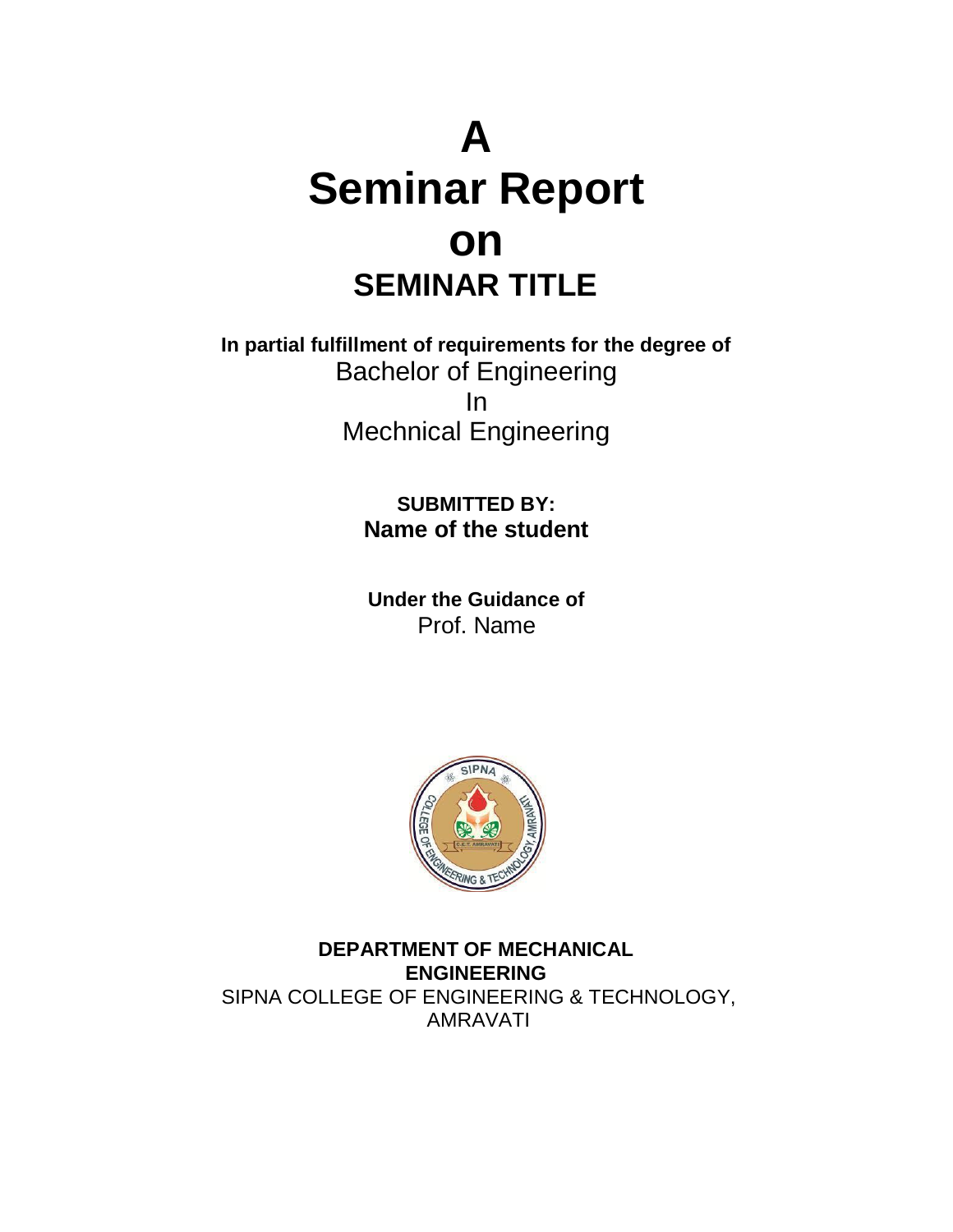# A
# Seminar Report
# on
## SEMINAR TITLE

**In partial fulfillment of requirements for the degree of**
Bachelor of Engineering
In
Mechnical Engineering

**SUBMITTED BY:**
**Name of the student**

**Under the Guidance of**
Prof. Name

**DEPARTMENT OF MECHANICAL ENGINEERING**
SIPNA COLLEGE OF ENGINEERING & TECHNOLOGY, AMRAVATI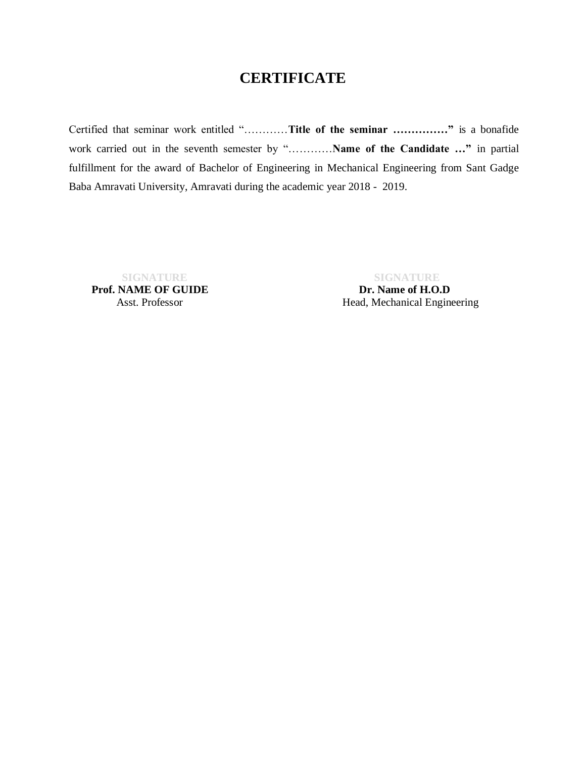# CERTIFICATE

Certified that seminar work entitled "…………**Title of the seminar ……………"** is a bonafide work carried out in the seventh semester by "…………**Name of the Candidate …"** in partial fulfillment for the award of Bachelor of Engineering in Mechanical Engineering from Sant Gadge Baba Amravati University, Amravati during the academic year 2018 - 2019.

| | |
|---|---|
| SIGNATURE | SIGNATURE |
| **Prof. NAME OF GUIDE** | **Dr. Name of H.O.D** |
| Asst. Professor | Head, Mechanical Engineering |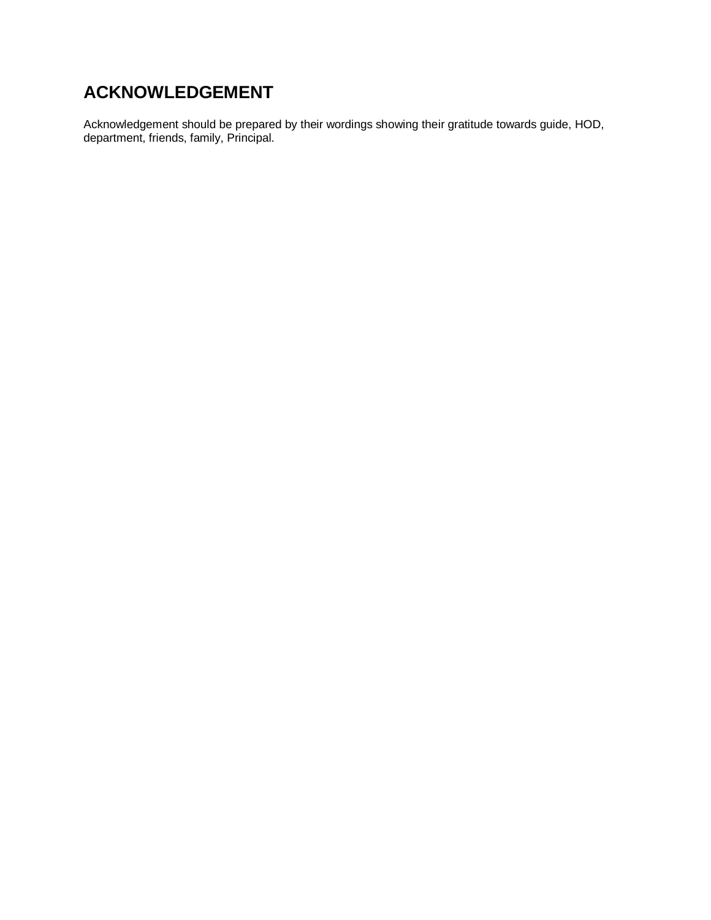# ACKNOWLEDGEMENT

Acknowledgement should be prepared by their wordings showing their gratitude towards guide, HOD, department, friends, family, Principal.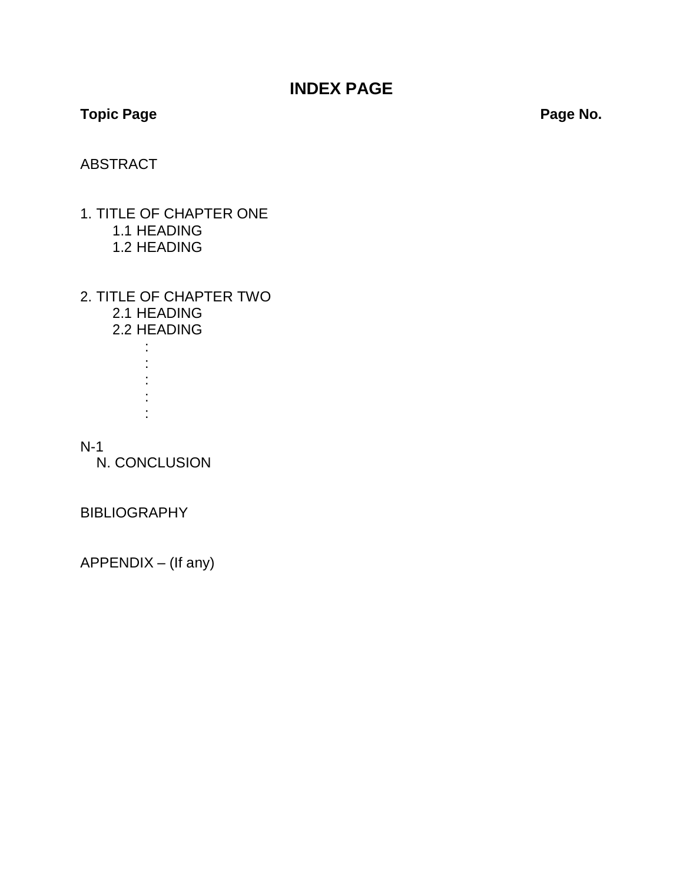# INDEX PAGE

**Topic Page** **Page No.**

ABSTRACT

1. TITLE OF CHAPTER ONE
    - 1.1 HEADING
    - 1.2 HEADING

2. TITLE OF CHAPTER TWO
    - 2.1 HEADING
    - 2.2 HEADING

        :
        :
        :
        :
        :

N-1
   N. CONCLUSION

BIBLIOGRAPHY

APPENDIX – (If any)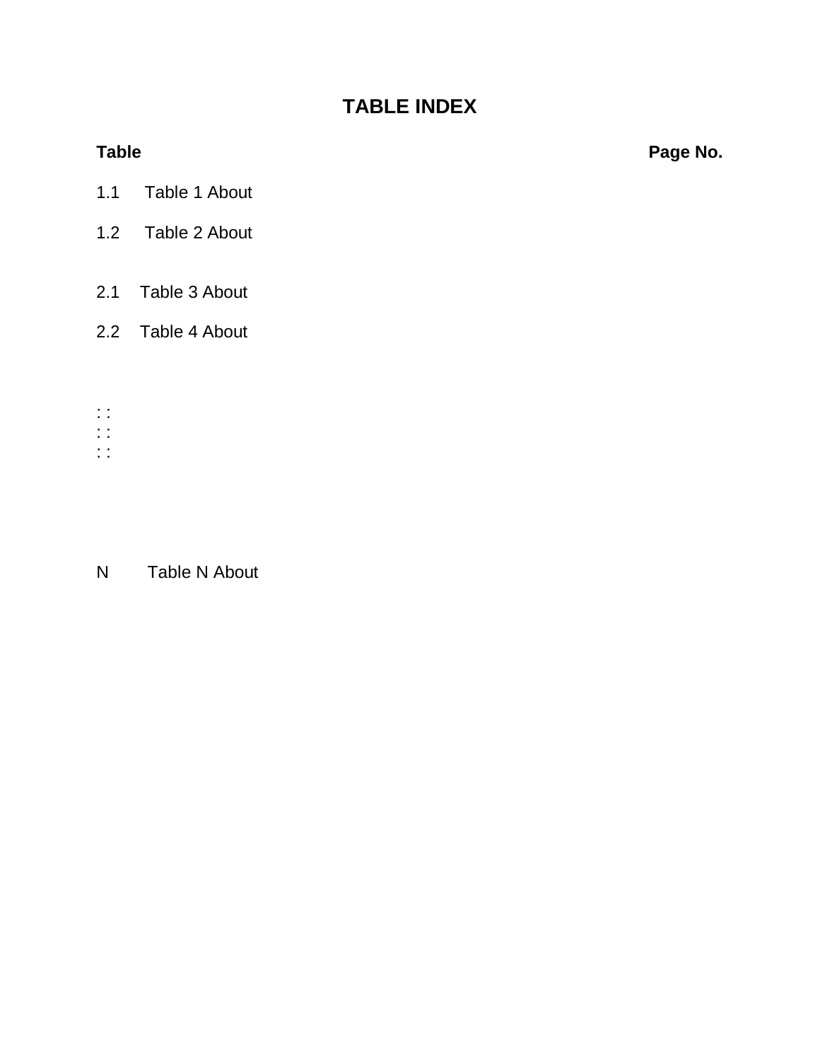# TABLE INDEX

| Table | | Page No. |
|---|---|---|
| 1.1 | Table 1 About | |
| 1.2 | Table 2 About | |
| 2.1 | Table 3 About | |
| 2.2 | Table 4 About | |
| : : | | |
| : : | | |
| : : | | |
| N | Table N About | |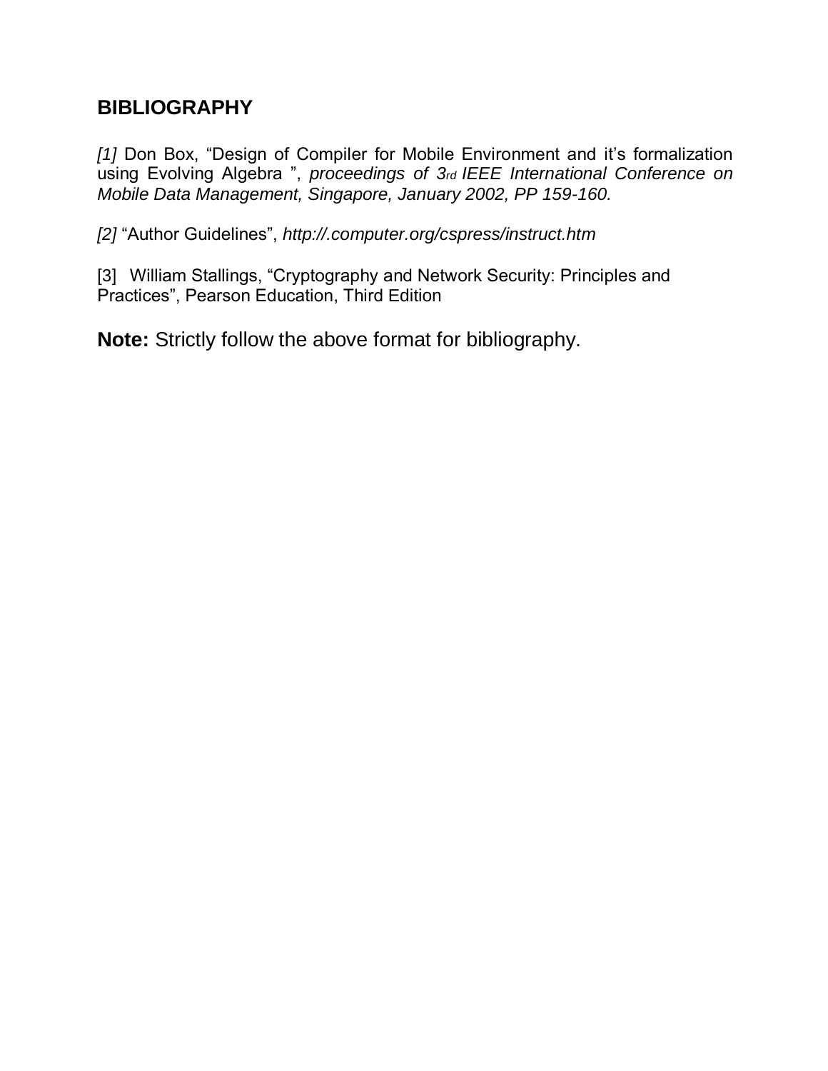## BIBLIOGRAPHY

*[1]* Don Box, "Design of Compiler for Mobile Environment and it's formalization using Evolving Algebra ", *proceedings of 3rd IEEE International Conference on Mobile Data Management, Singapore, January 2002, PP 159-160.*

*[2]* "Author Guidelines", *http://.computer.org/cspress/instruct.htm*

[3] William Stallings, "Cryptography and Network Security: Principles and Practices", Pearson Education, Third Edition

**Note:** Strictly follow the above format for bibliography.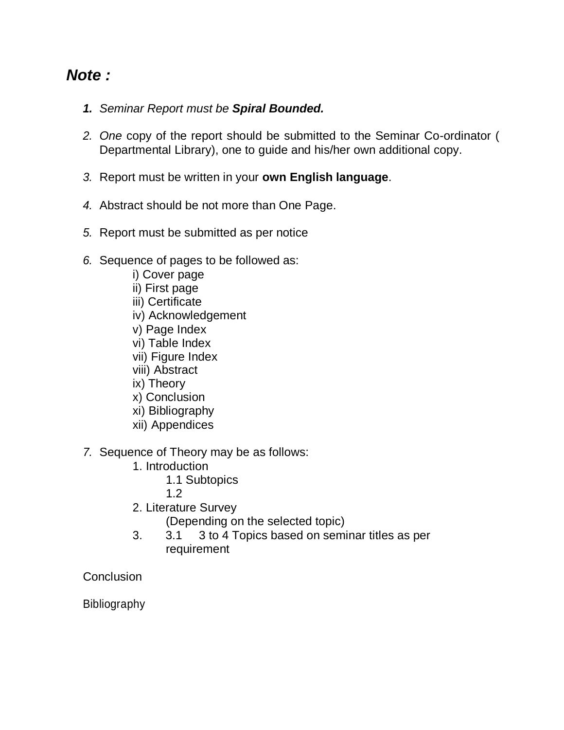## *Note :*

1. *Seminar Report must be* ***Spiral Bounded.***

2. *One* copy of the report should be submitted to the Seminar Co-ordinator ( Departmental Library), one to guide and his/her own additional copy.

3. Report must be written in your **own English language**.

4. Abstract should be not more than One Page.

5. Report must be submitted as per notice

6. Sequence of pages to be followed as:
   - i) Cover page
   - ii) First page
   - iii) Certificate
   - iv) Acknowledgement
   - v) Page Index
   - vi) Table Index
   - vii) Figure Index
   - viii) Abstract
   - ix) Theory
   - x) Conclusion
   - xi) Bibliography
   - xii) Appendices

7. Sequence of Theory may be as follows:
   - 1. Introduction
     - 1.1 Subtopics
     - 1.2
   - 2. Literature Survey
     - (Depending on the selected topic)
   - 3.
     - 3.1 3 to 4 Topics based on seminar titles as per requirement

Conclusion

Bibliography